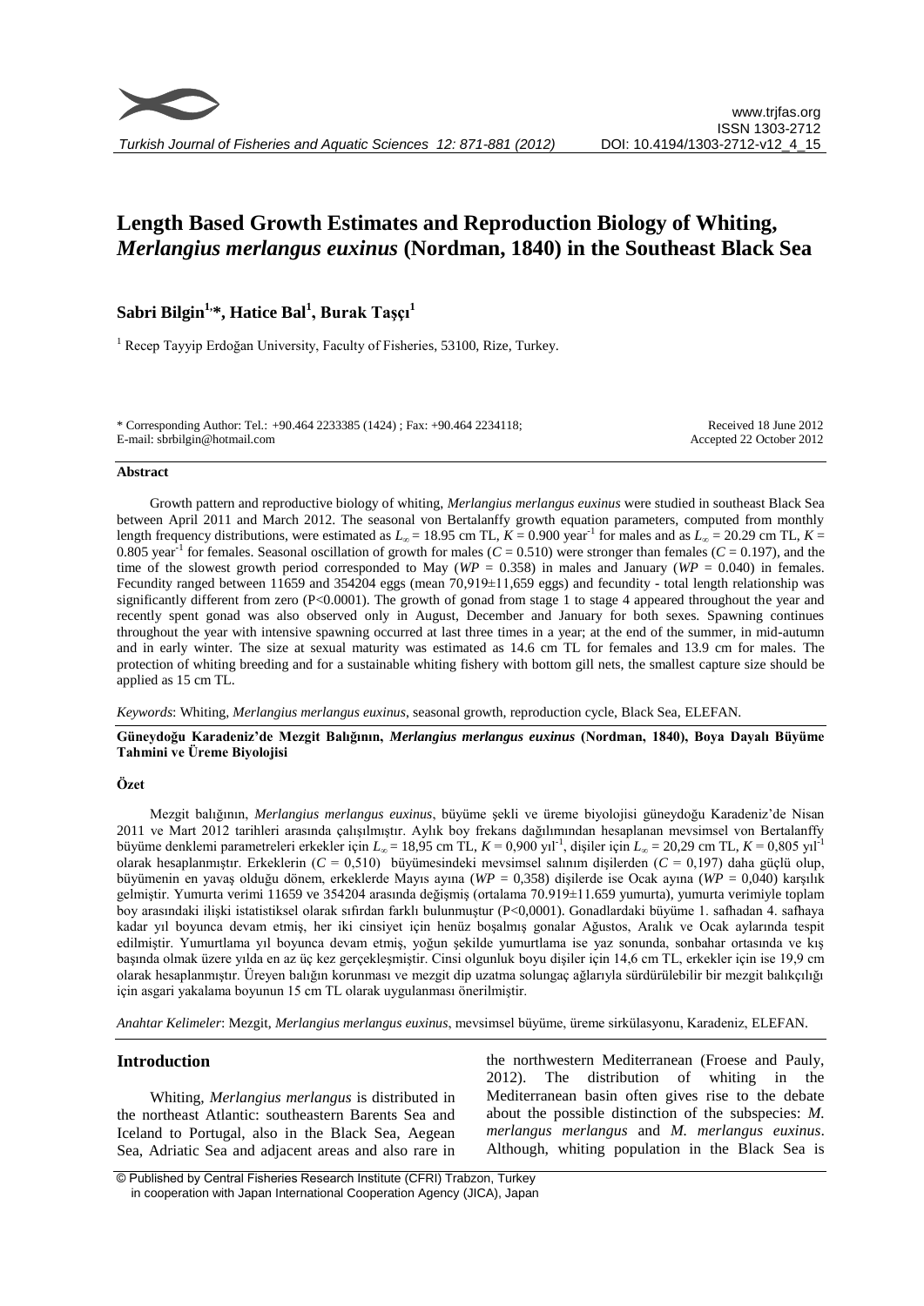# Length Based Growth Estimates and Reproduction Biology of Whiting, *Merlangius merlangus euxinus* (Nordman, 1840) in the Southeast Black Sea

**Sabri Bilgin[1,*], Hatice Bal[1], Burak Taşçı[1]**

[1] Recep Tayyip Erdoğan University, Faculty of Fisheries, 53100, Rize, Turkey.

\* Corresponding Author: Tel.: +90.464 2233385 (1424) ; Fax: +90.464 2234118; E-mail: sbrbilgin@hotmail.com

Received 18 June 2012
Accepted 22 October 2012

### Abstract

Growth pattern and reproductive biology of whiting, *Merlangius merlangus euxinus* were studied in southeast Black Sea between April 2011 and March 2012. The seasonal von Bertalanffy growth equation parameters, computed from monthly length frequency distributions, were estimated as $L_\infty$ = 18.95 cm TL, $K$ = 0.900 year$^{-1}$ for males and as $L_\infty$ = 20.29 cm TL, $K$ = 0.805 year$^{-1}$ for females. Seasonal oscillation of growth for males ($C$ = 0.510) were stronger than females ($C$ = 0.197), and the time of the slowest growth period corresponded to May ($WP$ = 0.358) in males and January ($WP$ = 0.040) in females. Fecundity ranged between 11659 and 354204 eggs (mean 70,919±11,659 eggs) and fecundity - total length relationship was significantly different from zero (P<0.0001). The growth of gonad from stage 1 to stage 4 appeared throughout the year and recently spent gonad was also observed only in August, December and January for both sexes. Spawning continues throughout the year with intensive spawning occurred at last three times in a year; at the end of the summer, in mid-autumn and in early winter. The size at sexual maturity was estimated as 14.6 cm TL for females and 13.9 cm for males. The protection of whiting breeding and for a sustainable whiting fishery with bottom gill nets, the smallest capture size should be applied as 15 cm TL.

*Keywords*: Whiting, *Merlangius merlangus euxinus*, seasonal growth, reproduction cycle, Black Sea, ELEFAN.

**Güneydoğu Karadeniz'de Mezgit Balığının, *Merlangius merlangus euxinus* (Nordman, 1840), Boya Dayalı Büyüme Tahmini ve Üreme Biyolojisi**

### Özet

Mezgit balığının, *Merlangius merlangus euxinus*, büyüme şekli ve üreme biyolojisi güneydoğu Karadeniz'de Nisan 2011 ve Mart 2012 tarihleri arasında çalışılmıştır. Aylık boy frekans dağılımından hesaplanan mevsimsel von Bertalanffy büyüme denklemi parametreleri erkekler için $L_\infty$ = 18,95 cm TL, $K$ = 0,900 yıl$^{-1}$, dişiler için $L_\infty$ = 20,29 cm TL, $K$ = 0,805 yıl$^{-1}$ olarak hesaplanmıştır. Erkeklerin ($C$ = 0,510) büyümesindeki mevsimsel salınım dişilerden ($C$ = 0,197) daha güçlü olup, büyümenin en yavaş olduğu dönem, erkeklerde Mayıs ayına ($WP$ = 0,358) dişilerde ise Ocak ayına ($WP$ = 0,040) karşılık gelmiştir. Yumurta verimi 11659 ve 354204 arasında değişmiş (ortalama 70.919±11.659 yumurta), yumurta verimiyle toplam boy arasındaki ilişki istatistiksel olarak sıfırdan farklı bulunmuştur (P<0,0001). Gonadlardaki büyüme 1. safhadan 4. safhaya kadar yıl boyunca devam etmiş, her iki cinsiyet için henüz boşalmış gonalar Ağustos, Aralık ve Ocak aylarında tespit edilmiştir. Yumurtlama yıl boyunca devam etmiş, yoğun şekilde yumurtlama ise yaz sonunda, sonbahar ortasında ve kış başında olmak üzere yılda en az üç kez gerçekleşmiştir. Cinsi olgunluk boyu dişiler için 14,6 cm TL, erkekler için ise 19,9 cm olarak hesaplanmıştır. Üreyen balığın korunması ve mezgit dip uzatma solungaç ağlarıyla sürdürülebilir bir mezgit balıkçılığı için asgari yakalama boyunun 15 cm TL olarak uygulanması önerilmiştir.

*Anahtar Kelimeler*: Mezgit, *Merlangius merlangus euxinus*, mevsimsel büyüme, üreme sirkülasyonu, Karadeniz, ELEFAN.

## Introduction

Whiting, *Merlangius merlangus* is distributed in the northeast Atlantic: southeastern Barents Sea and Iceland to Portugal, also in the Black Sea, Aegean Sea, Adriatic Sea and adjacent areas and also rare in the northwestern Mediterranean (Froese and Pauly, 2012). The distribution of whiting in the Mediterranean basin often gives rise to the debate about the possible distinction of the subspecies: *M. merlangus merlangus* and *M. merlangus euxinus*. Although, whiting population in the Black Sea is

© Published by Central Fisheries Research Institute (CFRI) Trabzon, Turkey in cooperation with Japan International Cooperation Agency (JICA), Japan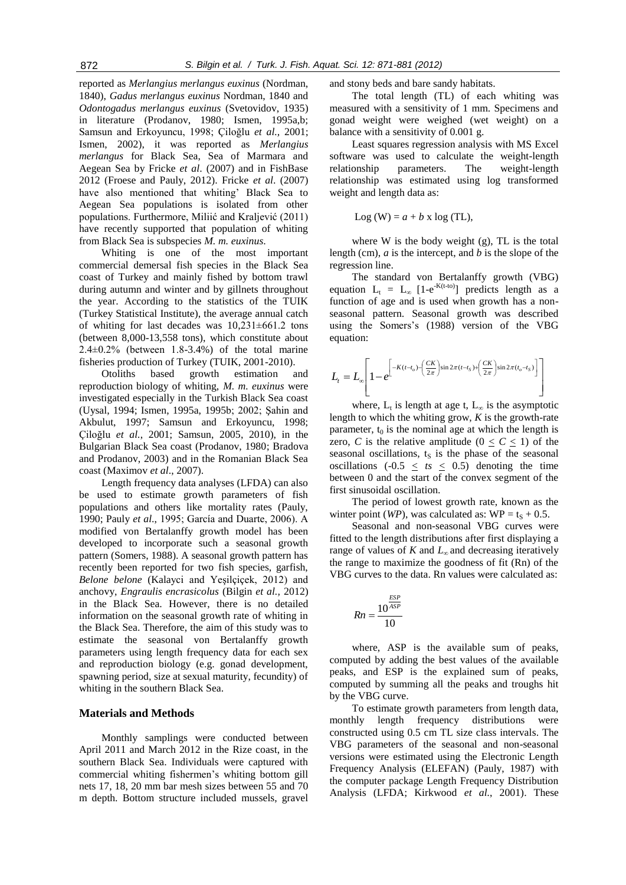reported as *Merlangius merlangus euxinus* (Nordman, 1840), *Gadus merlangus euxinus* Nordman, 1840 and *Odontogadus merlangus euxinus* (Svetovidov, 1935) in literature (Prodanov, 1980; Ismen, 1995a,b; Samsun and Erkoyuncu, 1998; Çiloğlu *et al.*, 2001; Ismen, 2002), it was reported as *Merlangius merlangus* for Black Sea, Sea of Marmara and Aegean Sea by Fricke *et al*. (2007) and in FishBase 2012 (Froese and Pauly, 2012). Fricke *et al*. (2007) have also mentioned that whiting' Black Sea to Aegean Sea populations is isolated from other populations. Furthermore, Milić and Kraljević (2011) have recently supported that population of whiting from Black Sea is subspecies *M. m. euxinus*.

Whiting is one of the most important commercial demersal fish species in the Black Sea coast of Turkey and mainly fished by bottom trawl during autumn and winter and by gillnets throughout the year. According to the statistics of the TUIK (Turkey Statistical Institute), the average annual catch of whiting for last decades was 10,231±661.2 tons (between 8,000-13,558 tons), which constitute about 2.4±0.2% (between 1.8-3.4%) of the total marine fisheries production of Turkey (TUIK, 2001-2010).

Otoliths based growth estimation and reproduction biology of whiting, *M. m. euxinus* were investigated especially in the Turkish Black Sea coast (Uysal, 1994; Ismen, 1995a, 1995b; 2002; Şahin and Akbulut, 1997; Samsun and Erkoyuncu, 1998; Çiloğlu *et al.*, 2001; Samsun, 2005, 2010), in the Bulgarian Black Sea coast (Prodanov, 1980; Bradova and Prodanov, 2003) and in the Romanian Black Sea coast (Maximov *et al*., 2007).

Length frequency data analyses (LFDA) can also be used to estimate growth parameters of fish populations and others like mortality rates (Pauly, 1990; Pauly *et al*., 1995; García and Duarte, 2006). A modified von Bertalanffy growth model has been developed to incorporate such a seasonal growth pattern (Somers, 1988). A seasonal growth pattern has recently been reported for two fish species, garfish, *Belone belone* (Kalayci and Yeşilçiçek, 2012) and anchovy, *Engraulis encrasicolus* (Bilgin *et al.*, 2012) in the Black Sea. However, there is no detailed information on the seasonal growth rate of whiting in the Black Sea. Therefore, the aim of this study was to estimate the seasonal von Bertalanffy growth parameters using length frequency data for each sex and reproduction biology (e.g. gonad development, spawning period, size at sexual maturity, fecundity) of whiting in the southern Black Sea.

## Materials and Methods

Monthly samplings were conducted between April 2011 and March 2012 in the Rize coast, in the southern Black Sea. Individuals were captured with commercial whiting fishermen's whiting bottom gill nets 17, 18, 20 mm bar mesh sizes between 55 and 70 m depth. Bottom structure included mussels, gravel and stony beds and bare sandy habitats.

The total length (TL) of each whiting was measured with a sensitivity of 1 mm. Specimens and gonad weight were weighed (wet weight) on a balance with a sensitivity of 0.001 g.

Least squares regression analysis with MS Excel software was used to calculate the weight-length relationship parameters. The weight-length relationship was estimated using log transformed weight and length data as:

$$\text{Log}\,(W) = a + b \times \log\,(TL),$$

where W is the body weight (g), TL is the total length (cm), *a* is the intercept, and *b* is the slope of the regression line.

The standard von Bertalanffy growth (VBG) equation $L_t = L_\infty\,[1\text{-}e^{-K(t\text{-}t_0)}]$ predicts length as a function of age and is used when growth has a non-seasonal pattern. Seasonal growth was described using the Somers's (1988) version of the VBG equation:

$$L_t = L_\infty\left[1 - e^{\left[-K(t-t_o)-\left(\frac{CK}{2\pi}\right)\sin 2\pi(t-t_S)+\left(\frac{CK}{2\pi}\right)\sin 2\pi(t_o-t_S)\right]}\right]$$

where, $L_t$ is length at age t, $L_\infty$ is the asymptotic length to which the whiting grow, *K* is the growth-rate parameter, $t_0$ is the nominal age at which the length is zero, *C* is the relative amplitude ($0 \leq C \leq 1$) of the seasonal oscillations, $t_S$ is the phase of the seasonal oscillations ($-0.5 \leq ts \leq 0.5$) denoting the time between 0 and the start of the convex segment of the first sinusoidal oscillation.

The period of lowest growth rate, known as the winter point (*WP*), was calculated as: $WP = t_S + 0.5$.

Seasonal and non-seasonal VBG curves were fitted to the length distributions after first displaying a range of values of *K* and $L_\infty$ and decreasing iteratively the range to maximize the goodness of fit (Rn) of the VBG curves to the data. Rn values were calculated as:

$$Rn = \frac{10^{\frac{ESP}{ASP}}}{10}$$

where, ASP is the available sum of peaks, computed by adding the best values of the available peaks, and ESP is the explained sum of peaks, computed by summing all the peaks and troughs hit by the VBG curve.

To estimate growth parameters from length data, monthly length frequency distributions were constructed using 0.5 cm TL size class intervals. The VBG parameters of the seasonal and non-seasonal versions were estimated using the Electronic Length Frequency Analysis (ELEFAN) (Pauly, 1987) with the computer package Length Frequency Distribution Analysis (LFDA; Kirkwood *et al*., 2001). These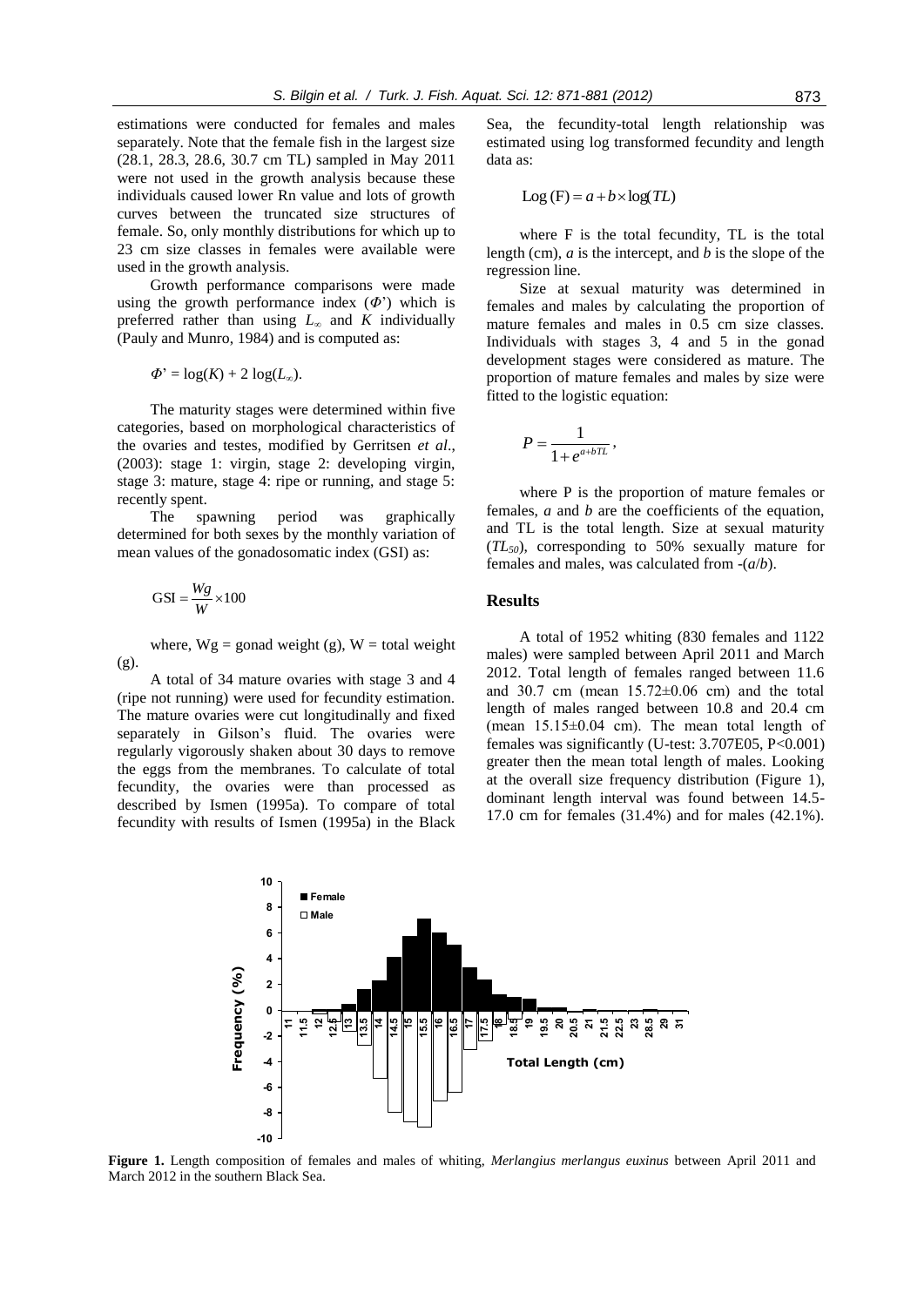estimations were conducted for females and males separately. Note that the female fish in the largest size (28.1, 28.3, 28.6, 30.7 cm TL) sampled in May 2011 were not used in the growth analysis because these individuals caused lower Rn value and lots of growth curves between the truncated size structures of female. So, only monthly distributions for which up to 23 cm size classes in females were available were used in the growth analysis.

Growth performance comparisons were made using the growth performance index ($\Phi$') which is preferred rather than using $L_\infty$ and $K$ individually (Pauly and Munro, 1984) and is computed as:

$$\Phi' = \log(K) + 2\log(L_\infty).$$

The maturity stages were determined within five categories, based on morphological characteristics of the ovaries and testes, modified by Gerritsen *et al*., (2003): stage 1: virgin, stage 2: developing virgin, stage 3: mature, stage 4: ripe or running, and stage 5: recently spent.

The spawning period was graphically determined for both sexes by the monthly variation of mean values of the gonadosomatic index (GSI) as:

$$\mathrm{GSI} = \frac{Wg}{W} \times 100$$

where, Wg = gonad weight (g), W = total weight (g).

A total of 34 mature ovaries with stage 3 and 4 (ripe not running) were used for fecundity estimation. The mature ovaries were cut longitudinally and fixed separately in Gilson's fluid. The ovaries were regularly vigorously shaken about 30 days to remove the eggs from the membranes. To calculate of total fecundity, the ovaries were than processed as described by Ismen (1995a). To compare of total fecundity with results of Ismen (1995a) in the Black Sea, the fecundity-total length relationship was estimated using log transformed fecundity and length data as:

$$\mathrm{Log}(\mathrm{F}) = a + b \times \log(TL)$$

where F is the total fecundity, TL is the total length (cm), *a* is the intercept, and *b* is the slope of the regression line.

Size at sexual maturity was determined in females and males by calculating the proportion of mature females and males in 0.5 cm size classes. Individuals with stages 3, 4 and 5 in the gonad development stages were considered as mature. The proportion of mature females and males by size were fitted to the logistic equation:

$$P = \frac{1}{1 + e^{a+bTL}},$$

where P is the proportion of mature females or females, *a* and *b* are the coefficients of the equation, and TL is the total length. Size at sexual maturity ($TL_{50}$), corresponding to 50% sexually mature for females and males, was calculated from -(*a*/*b*).

## Results

A total of 1952 whiting (830 females and 1122 males) were sampled between April 2011 and March 2012. Total length of females ranged between 11.6 and 30.7 cm (mean 15.72±0.06 cm) and the total length of males ranged between 10.8 and 20.4 cm (mean 15.15±0.04 cm). The mean total length of females was significantly (U-test: 3.707E05, P<0.001) greater then the mean total length of males. Looking at the overall size frequency distribution (Figure 1), dominant length interval was found between 14.5-17.0 cm for females (31.4%) and for males (42.1%).

**Figure 1.** Length composition of females and males of whiting, *Merlangius merlangus euxinus* between April 2011 and March 2012 in the southern Black Sea.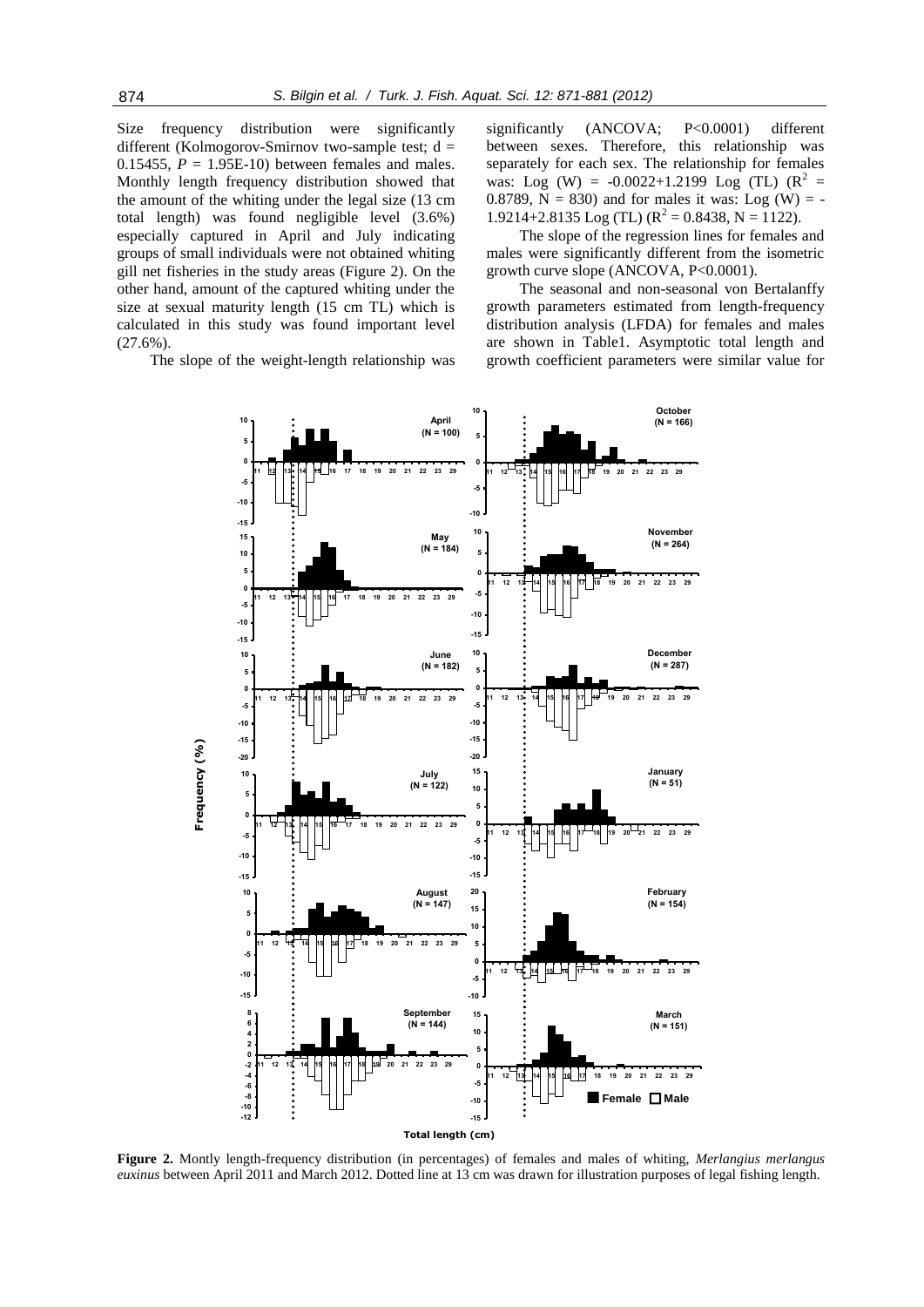Size frequency distribution were significantly different (Kolmogorov-Smirnov two-sample test; $d = 0.15455$, $P = 1.95E\text{-}10$) between females and males. Monthly length frequency distribution showed that the amount of the whiting under the legal size (13 cm total length) was found negligible level (3.6%) especially captured in April and July indicating groups of small individuals were not obtained whiting gill net fisheries in the study areas (Figure 2). On the other hand, amount of the captured whiting under the size at sexual maturity length (15 cm TL) which is calculated in this study was found important level (27.6%).

The slope of the weight-length relationship was significantly (ANCOVA; P<0.0001) different between sexes. Therefore, this relationship was separately for each sex. The relationship for females was: $\text{Log (W)} = -0.0022+1.2199 \text{ Log (TL)}$ ($R^2 = 0.8789$, $N = 830$) and for males it was: $\text{Log (W)} = -1.9214+2.8135 \text{ Log (TL)}$ ($R^2 = 0.8438$, $N = 1122$).

The slope of the regression lines for females and males were significantly different from the isometric growth curve slope (ANCOVA, P<0.0001).

The seasonal and non-seasonal von Bertalanffy growth parameters estimated from length-frequency distribution analysis (LFDA) for females and males are shown in Table1. Asymptotic total length and growth coefficient parameters were similar value for

**Figure 2.** Montly length-frequency distribution (in percentages) of females and males of whiting, *Merlangius merlangus euxinus* between April 2011 and March 2012. Dotted line at 13 cm was drawn for illustration purposes of legal fishing length.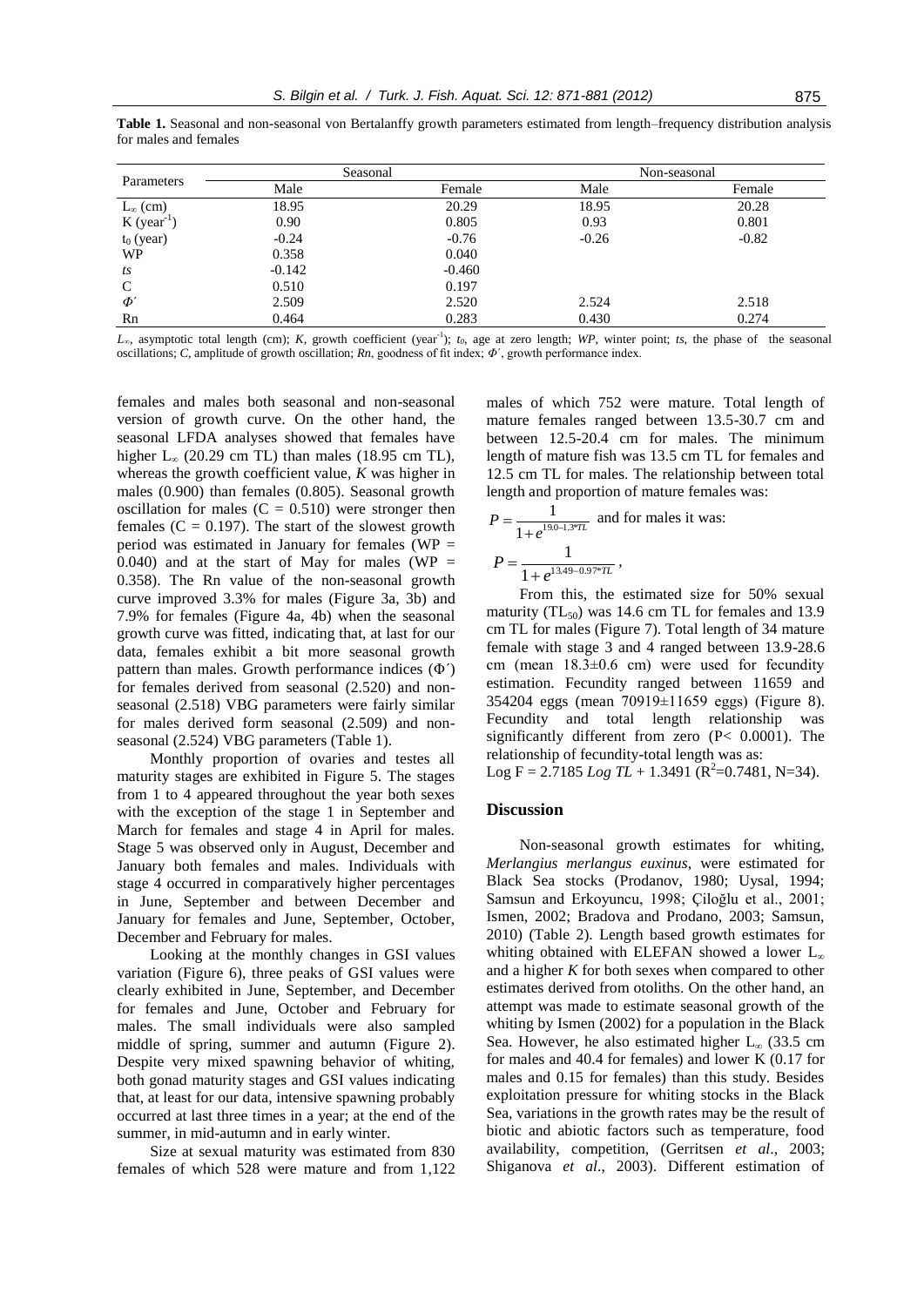**Table 1.** Seasonal and non-seasonal von Bertalanffy growth parameters estimated from length–frequency distribution analysis for males and females

| Parameters | Seasonal | | Non-seasonal | |
|---|---|---|---|---|
| | Male | Female | Male | Female |
| $L_\infty$ (cm) | 18.95 | 20.29 | 18.95 | 20.28 |
| K ($year^{-1}$) | 0.90 | 0.805 | 0.93 | 0.801 |
| $t_0$ (year) | -0.24 | -0.76 | -0.26 | -0.82 |
| WP | 0.358 | 0.040 | | |
| *ts* | -0.142 | -0.460 | | |
| C | 0.510 | 0.197 | | |
| $\Phi'$ | 2.509 | 2.520 | 2.524 | 2.518 |
| Rn | 0.464 | 0.283 | 0.430 | 0.274 |

$L_\infty$, asymptotic total length (cm); *K*, growth coefficient ($year^{-1}$); $t_0$, age at zero length; *WP*, winter point; *ts*, the phase of the seasonal oscillations; *C*, amplitude of growth oscillation; *Rn*, goodness of fit index; $\Phi'$, growth performance index.

females and males both seasonal and non-seasonal version of growth curve. On the other hand, the seasonal LFDA analyses showed that females have higher $L_\infty$ (20.29 cm TL) than males (18.95 cm TL), whereas the growth coefficient value, *K* was higher in males (0.900) than females (0.805). Seasonal growth oscillation for males (C = 0.510) were stronger then females (C = 0.197). The start of the slowest growth period was estimated in January for females (WP = 0.040) and at the start of May for males (WP = 0.358). The Rn value of the non-seasonal growth curve improved 3.3% for males (Figure 3a, 3b) and 7.9% for females (Figure 4a, 4b) when the seasonal growth curve was fitted, indicating that, at last for our data, females exhibit a bit more seasonal growth pattern than males. Growth performance indices ($\Phi'$) for females derived from seasonal (2.520) and non-seasonal (2.518) VBG parameters were fairly similar for males derived form seasonal (2.509) and non-seasonal (2.524) VBG parameters (Table 1).

Monthly proportion of ovaries and testes all maturity stages are exhibited in Figure 5. The stages from 1 to 4 appeared throughout the year both sexes with the exception of the stage 1 in September and March for females and stage 4 in April for males. Stage 5 was observed only in August, December and January both females and males. Individuals with stage 4 occurred in comparatively higher percentages in June, September and between December and January for females and June, September, October, December and February for males.

Looking at the monthly changes in GSI values variation (Figure 6), three peaks of GSI values were clearly exhibited in June, September, and December for females and June, October and February for males. The small individuals were also sampled middle of spring, summer and autumn (Figure 2). Despite very mixed spawning behavior of whiting, both gonad maturity stages and GSI values indicating that, at least for our data, intensive spawning probably occurred at last three times in a year; at the end of the summer, in mid-autumn and in early winter.

Size at sexual maturity was estimated from 830 females of which 528 were mature and from 1,122 males of which 752 were mature. Total length of mature females ranged between 13.5-30.7 cm and between 12.5-20.4 cm for males. The minimum length of mature fish was 13.5 cm TL for females and 12.5 cm TL for males. The relationship between total length and proportion of mature females was:

$$P = \frac{1}{1+e^{19.0-1.3*TL}}$$ and for males it was:

$$P = \frac{1}{1+e^{13.49-0.97*TL}},$$

From this, the estimated size for 50% sexual maturity ($TL_{50}$) was 14.6 cm TL for females and 13.9 cm TL for males (Figure 7). Total length of 34 mature female with stage 3 and 4 ranged between 13.9-28.6 cm (mean 18.3±0.6 cm) were used for fecundity estimation. Fecundity ranged between 11659 and 354204 eggs (mean 70919±11659 eggs) (Figure 8). Fecundity and total length relationship was significantly different from zero ($P < 0.0001$). The relationship of fecundity-total length was as:

$\text{Log F} = 2.7185\ Log\ TL + 1.3491$ ($R^2$=0.7481, N=34).

## Discussion

Non-seasonal growth estimates for whiting, *Merlangius merlangus euxinus*, were estimated for Black Sea stocks (Prodanov, 1980; Uysal, 1994; Samsun and Erkoyuncu, 1998; Çiloğlu et al., 2001; Ismen, 2002; Bradova and Prodano, 2003; Samsun, 2010) (Table 2). Length based growth estimates for whiting obtained with ELEFAN showed a lower $L_\infty$ and a higher *K* for both sexes when compared to other estimates derived from otoliths. On the other hand, an attempt was made to estimate seasonal growth of the whiting by Ismen (2002) for a population in the Black Sea. However, he also estimated higher $L_\infty$ (33.5 cm for males and 40.4 for females) and lower K (0.17 for males and 0.15 for females) than this study. Besides exploitation pressure for whiting stocks in the Black Sea, variations in the growth rates may be the result of biotic and abiotic factors such as temperature, food availability, competition, (Gerritsen *et al*., 2003; Shiganova *et al*., 2003). Different estimation of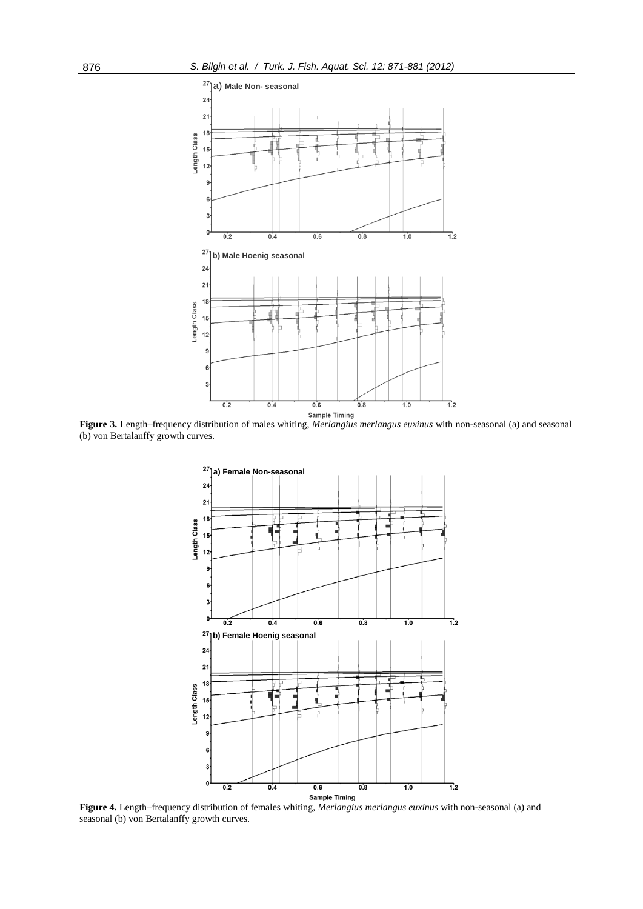**Figure 3.** Length–frequency distribution of males whiting, *Merlangius merlangus euxinus* with non-seasonal (a) and seasonal (b) von Bertalanffy growth curves.

**Figure 4.** Length–frequency distribution of females whiting, *Merlangius merlangus euxinus* with non-seasonal (a) and seasonal (b) von Bertalanffy growth curves.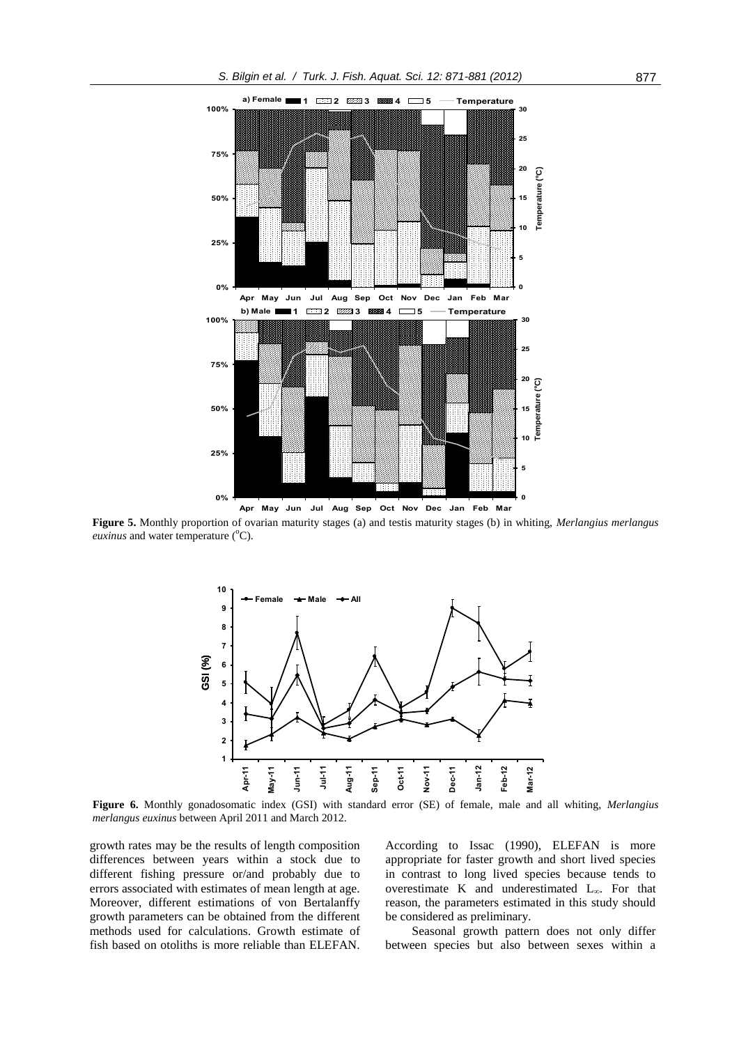**Figure 5.** Monthly proportion of ovarian maturity stages (a) and testis maturity stages (b) in whiting, *Merlangius merlangus euxinus* and water temperature (°C).

**Figure 6.** Monthly gonadosomatic index (GSI) with standard error (SE) of female, male and all whiting, *Merlangius merlangus euxinus* between April 2011 and March 2012.

growth rates may be the results of length composition differences between years within a stock due to different fishing pressure or/and probably due to errors associated with estimates of mean length at age. Moreover, different estimations of von Bertalanffy growth parameters can be obtained from the different methods used for calculations. Growth estimate of fish based on otoliths is more reliable than ELEFAN. According to Issac (1990), ELEFAN is more appropriate for faster growth and short lived species in contrast to long lived species because tends to overestimate K and underestimated $L_\infty$. For that reason, the parameters estimated in this study should be considered as preliminary.

Seasonal growth pattern does not only differ between species but also between sexes within a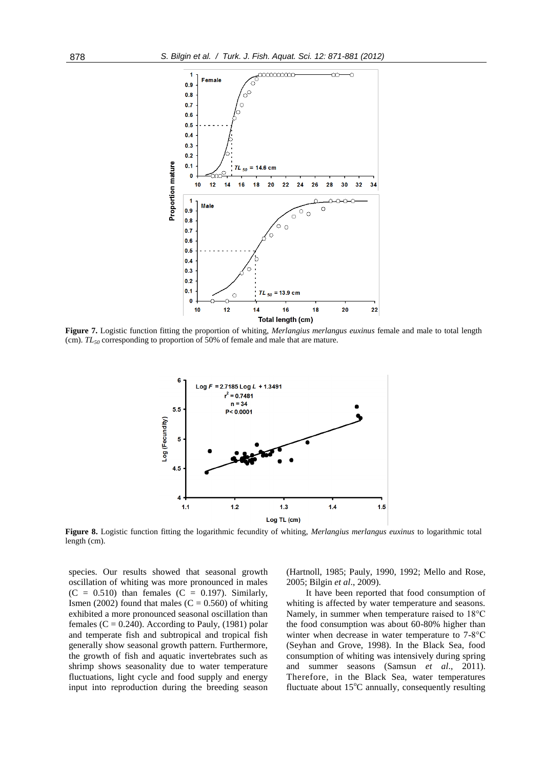**Figure 7.** Logistic function fitting the proportion of whiting, *Merlangius merlangus euxinus* female and male to total length (cm). $TL_{50}$ corresponding to proportion of 50% of female and male that are mature.

**Figure 8.** Logistic function fitting the logarithmic fecundity of whiting, *Merlangius merlangus euxinus* to logarithmic total length (cm).

species. Our results showed that seasonal growth oscillation of whiting was more pronounced in males ($C = 0.510$) than females ($C = 0.197$). Similarly, Ismen (2002) found that males ($C = 0.560$) of whiting exhibited a more pronounced seasonal oscillation than females ($C = 0.240$). According to Pauly, (1981) polar and temperate fish and subtropical and tropical fish generally show seasonal growth pattern. Furthermore, the growth of fish and aquatic invertebrates such as shrimp shows seasonality due to water temperature fluctuations, light cycle and food supply and energy input into reproduction during the breeding season (Hartnoll, 1985; Pauly, 1990, 1992; Mello and Rose, 2005; Bilgin *et al*., 2009).

It have been reported that food consumption of whiting is affected by water temperature and seasons. Namely, in summer when temperature raised to 18°C the food consumption was about 60-80% higher than winter when decrease in water temperature to 7-8°C (Seyhan and Grove, 1998). In the Black Sea, food consumption of whiting was intensively during spring and summer seasons (Samsun *et al*., 2011). Therefore, in the Black Sea, water temperatures fluctuate about 15°C annually, consequently resulting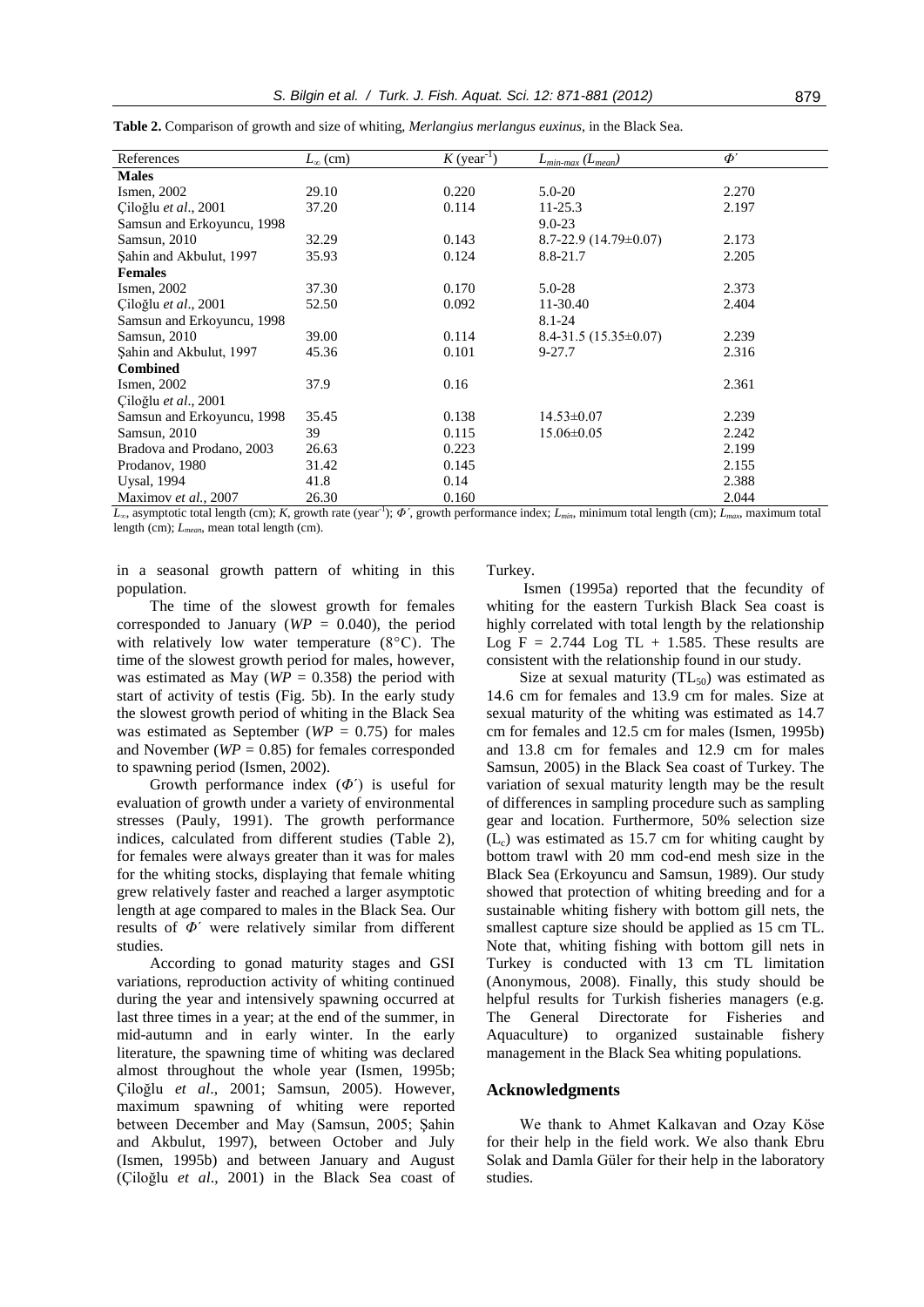**Table 2.** Comparison of growth and size of whiting, *Merlangius merlangus euxinus*, in the Black Sea.

| References | $L_{\infty}$ (cm) | $K$ (year$^{-1}$) | $L_{min\text{-}max}$ ($L_{mean}$) | $\Phi'$ |
|---|---|---|---|---|
| **Males** | | | | |
| Ismen, 2002 | 29.10 | 0.220 | 5.0-20 | 2.270 |
| Çiloğlu *et al*., 2001 | 37.20 | 0.114 | 11-25.3 | 2.197 |
| Samsun and Erkoyuncu, 1998 | | | 9.0-23 | |
| Samsun, 2010 | 32.29 | 0.143 | 8.7-22.9 (14.79±0.07) | 2.173 |
| Şahin and Akbulut, 1997 | 35.93 | 0.124 | 8.8-21.7 | 2.205 |
| **Females** | | | | |
| Ismen, 2002 | 37.30 | 0.170 | 5.0-28 | 2.373 |
| Çiloğlu *et al*., 2001 | 52.50 | 0.092 | 11-30.40 | 2.404 |
| Samsun and Erkoyuncu, 1998 | | | 8.1-24 | |
| Samsun, 2010 | 39.00 | 0.114 | 8.4-31.5 (15.35±0.07) | 2.239 |
| Şahin and Akbulut, 1997 | 45.36 | 0.101 | 9-27.7 | 2.316 |
| **Combined** | | | | |
| Ismen, 2002 | 37.9 | 0.16 | | 2.361 |
| Çiloğlu *et al*., 2001 | | | | |
| Samsun and Erkoyuncu, 1998 | 35.45 | 0.138 | 14.53±0.07 | 2.239 |
| Samsun, 2010 | 39 | 0.115 | 15.06±0.05 | 2.242 |
| Bradova and Prodano, 2003 | 26.63 | 0.223 | | 2.199 |
| Prodanov, 1980 | 31.42 | 0.145 | | 2.155 |
| Uysal, 1994 | 41.8 | 0.14 | | 2.388 |
| Maximov *et al*., 2007 | 26.30 | 0.160 | | 2.044 |

$L_{\infty}$, asymptotic total length (cm); $K$, growth rate (year$^{-1}$); $\Phi'$, growth performance index; $L_{min}$, minimum total length (cm); $L_{max}$, maximum total length (cm); $L_{mean}$, mean total length (cm).

in a seasonal growth pattern of whiting in this population.

The time of the slowest growth for females corresponded to January ($WP$ = 0.040), the period with relatively low water temperature (8°C). The time of the slowest growth period for males, however, was estimated as May ($WP$ = 0.358) the period with start of activity of testis (Fig. 5b). In the early study the slowest growth period of whiting in the Black Sea was estimated as September ($WP$ = 0.75) for males and November ($WP$ = 0.85) for females corresponded to spawning period (Ismen, 2002).

Growth performance index ($\Phi'$) is useful for evaluation of growth under a variety of environmental stresses (Pauly, 1991). The growth performance indices, calculated from different studies (Table 2), for females were always greater than it was for males for the whiting stocks, displaying that female whiting grew relatively faster and reached a larger asymptotic length at age compared to males in the Black Sea. Our results of $\Phi'$ were relatively similar from different studies.

According to gonad maturity stages and GSI variations, reproduction activity of whiting continued during the year and intensively spawning occurred at last three times in a year; at the end of the summer, in mid-autumn and in early winter. In the early literature, the spawning time of whiting was declared almost throughout the whole year (Ismen, 1995b; Çiloğlu *et al*., 2001; Samsun, 2005). However, maximum spawning of whiting were reported between December and May (Samsun, 2005; Şahin and Akbulut, 1997), between October and July (Ismen, 1995b) and between January and August (Çiloğlu *et al*., 2001) in the Black Sea coast of Turkey.

Ismen (1995a) reported that the fecundity of whiting for the eastern Turkish Black Sea coast is highly correlated with total length by the relationship Log F = 2.744 Log TL + 1.585. These results are consistent with the relationship found in our study.

Size at sexual maturity ($TL_{50}$) was estimated as 14.6 cm for females and 13.9 cm for males. Size at sexual maturity of the whiting was estimated as 14.7 cm for females and 12.5 cm for males (Ismen, 1995b) and 13.8 cm for females and 12.9 cm for males Samsun, 2005) in the Black Sea coast of Turkey. The variation of sexual maturity length may be the result of differences in sampling procedure such as sampling gear and location. Furthermore, 50% selection size ($L_c$) was estimated as 15.7 cm for whiting caught by bottom trawl with 20 mm cod-end mesh size in the Black Sea (Erkoyuncu and Samsun, 1989). Our study showed that protection of whiting breeding and for a sustainable whiting fishery with bottom gill nets, the smallest capture size should be applied as 15 cm TL. Note that, whiting fishing with bottom gill nets in Turkey is conducted with 13 cm TL limitation (Anonymous, 2008). Finally, this study should be helpful results for Turkish fisheries managers (e.g. The General Directorate for Fisheries and Aquaculture) to organized sustainable fishery management in the Black Sea whiting populations.

## Acknowledgments

We thank to Ahmet Kalkavan and Ozay Köse for their help in the field work. We also thank Ebru Solak and Damla Güler for their help in the laboratory studies.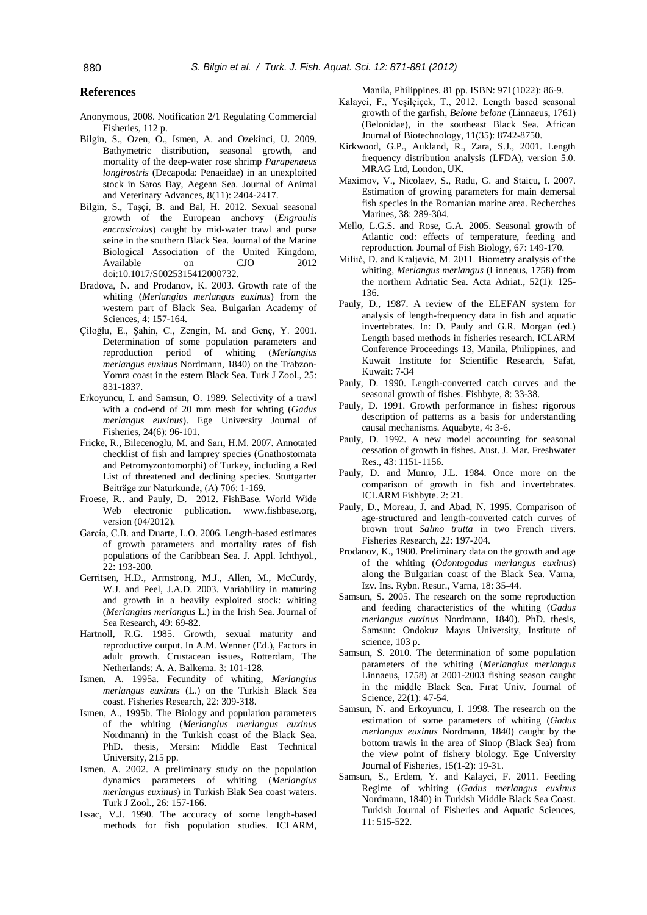## References

Anonymous, 2008. Notification 2/1 Regulating Commercial Fisheries, 112 p.

Bilgin, S., Ozen, O., Ismen, A. and Ozekinci, U. 2009. Bathymetric distribution, seasonal growth, and mortality of the deep-water rose shrimp *Parapenaeus longirostris* (Decapoda: Penaeidae) in an unexploited stock in Saros Bay, Aegean Sea. Journal of Animal and Veterinary Advances, 8(11): 2404-2417.

Bilgin, S., Taşçi, B. and Bal, H. 2012. Sexual seasonal growth of the European anchovy (*Engraulis encrasicolus*) caught by mid-water trawl and purse seine in the southern Black Sea. Journal of the Marine Biological Association of the United Kingdom, Available on CJO 2012 doi:10.1017/S0025315412000732.

Bradova, N. and Prodanov, K. 2003. Growth rate of the whiting (*Merlangius merlangus euxinus*) from the western part of Black Sea. Bulgarian Academy of Sciences, 4: 157-164.

Çiloğlu, E., Şahin, C., Zengin, M. and Genç, Y. 2001. Determination of some population parameters and reproduction period of whiting (*Merlangius merlangus euxinus* Nordmann, 1840) on the Trabzon-Yomra coast in the estern Black Sea. Turk J Zool., 25: 831-1837.

Erkoyuncu, I. and Samsun, O. 1989. Selectivity of a trawl with a cod-end of 20 mm mesh for whting (*Gadus merlangus euxinus*). Ege University Journal of Fisheries, 24(6): 96-101.

Fricke, R., Bilecenoglu, M. and Sarı, H.M. 2007. Annotated checklist of fish and lamprey species (Gnathostomata and Petromyzontomorphi) of Turkey, including a Red List of threatened and declining species. Stuttgarter Beiträge zur Naturkunde, (A) 706: 1-169.

Froese, R.. and Pauly, D. 2012. FishBase. World Wide Web electronic publication. www.fishbase.org, version (04/2012).

García, C.B. and Duarte, L.O. 2006. Length-based estimates of growth parameters and mortality rates of fish populations of the Caribbean Sea. J. Appl. Ichthyol., 22: 193-200.

Gerritsen, H.D., Armstrong, M.J., Allen, M., McCurdy, W.J. and Peel, J.A.D. 2003. Variability in maturing and growth in a heavily exploited stock: whiting (*Merlangius merlangus* L.) in the Irish Sea. Journal of Sea Research, 49: 69-82.

Hartnoll, R.G. 1985. Growth, sexual maturity and reproductive output. In A.M. Wenner (Ed.), Factors in adult growth. Crustacean issues, Rotterdam, The Netherlands: A. A. Balkema. 3: 101-128.

Ismen, A. 1995a. Fecundity of whiting, *Merlangius merlangus euxinus* (L.) on the Turkish Black Sea coast. Fisheries Research, 22: 309-318.

Ismen, A., 1995b. The Biology and population parameters of the whiting (*Merlangius merlangus euxinus* Nordmann) in the Turkish coast of the Black Sea. PhD. thesis, Mersin: Middle East Technical University, 215 pp.

Ismen, A. 2002. A preliminary study on the population dynamics parameters of whiting (*Merlangius merlangus euxinus*) in Turkish Blak Sea coast waters. Turk J Zool., 26: 157-166.

Issac, V.J. 1990. The accuracy of some length-based methods for fish population studies. ICLARM, Manila, Philippines. 81 pp. ISBN: 971(1022): 86-9.

Kalayci, F., Yeşilçiçek, T., 2012. Length based seasonal growth of the garfish, *Belone belone* (Linnaeus, 1761) (Belonidae), in the southeast Black Sea. African Journal of Biotechnology, 11(35): 8742-8750.

Kirkwood, G.P., Aukland, R., Zara, S.J., 2001. Length frequency distribution analysis (LFDA), version 5.0. MRAG Ltd, London, UK.

Maximov, V., Nicolaev, S., Radu, G. and Staicu, I. 2007. Estimation of growing parameters for main demersal fish species in the Romanian marine area. Recherches Marines, 38: 289-304.

Mello, L.G.S. and Rose, G.A. 2005. Seasonal growth of Atlantic cod: effects of temperature, feeding and reproduction. Journal of Fish Biology, 67: 149-170.

Miliić, D. and Kraljević, M. 2011. Biometry analysis of the whiting, *Merlangus merlangus* (Linneaus, 1758) from the northern Adriatic Sea. Acta Adriat., 52(1): 125-136.

Pauly, D., 1987. A review of the ELEFAN system for analysis of length-frequency data in fish and aquatic invertebrates. In: D. Pauly and G.R. Morgan (ed.) Length based methods in fisheries research. ICLARM Conference Proceedings 13, Manila, Philippines, and Kuwait Institute for Scientific Research, Safat, Kuwait: 7-34

Pauly, D. 1990. Length-converted catch curves and the seasonal growth of fishes. Fishbyte, 8: 33-38.

Pauly, D. 1991. Growth performance in fishes: rigorous description of patterns as a basis for understanding causal mechanisms. Aquabyte, 4: 3-6.

Pauly, D. 1992. A new model accounting for seasonal cessation of growth in fishes. Aust. J. Mar. Freshwater Res., 43: 1151-1156.

Pauly, D. and Munro, J.L. 1984. Once more on the comparison of growth in fish and invertebrates. ICLARM Fishbyte. 2: 21.

Pauly, D., Moreau, J. and Abad, N. 1995. Comparison of age-structured and length-converted catch curves of brown trout *Salmo trutta* in two French rivers. Fisheries Research, 22: 197-204.

Prodanov, K., 1980. Preliminary data on the growth and age of the whiting (*Odontogadus merlangus euxinus*) along the Bulgarian coast of the Black Sea. Varna, Izv. Ins. Rybn. Resur., Varna, 18: 35-44.

Samsun, S. 2005. The research on the some reproduction and feeding characteristics of the whiting (*Gadus merlangus euxinus* Nordmann, 1840). PhD. thesis, Samsun: Ondokuz Mayıs University, Institute of science, 103 p.

Samsun, S. 2010. The determination of some population parameters of the whiting (*Merlangius merlangus* Linnaeus, 1758) at 2001-2003 fishing season caught in the middle Black Sea. Fırat Univ. Journal of Science, 22(1): 47-54.

Samsun, N. and Erkoyuncu, I. 1998. The research on the estimation of some parameters of whiting (*Gadus merlangus euxinus* Nordmann, 1840) caught by the bottom trawls in the area of Sinop (Black Sea) from the view point of fishery biology. Ege University Journal of Fisheries, 15(1-2): 19-31.

Samsun, S., Erdem, Y. and Kalayci, F. 2011. Feeding Regime of whiting (*Gadus merlangus euxinus* Nordmann, 1840) in Turkish Middle Black Sea Coast. Turkish Journal of Fisheries and Aquatic Sciences, 11: 515-522.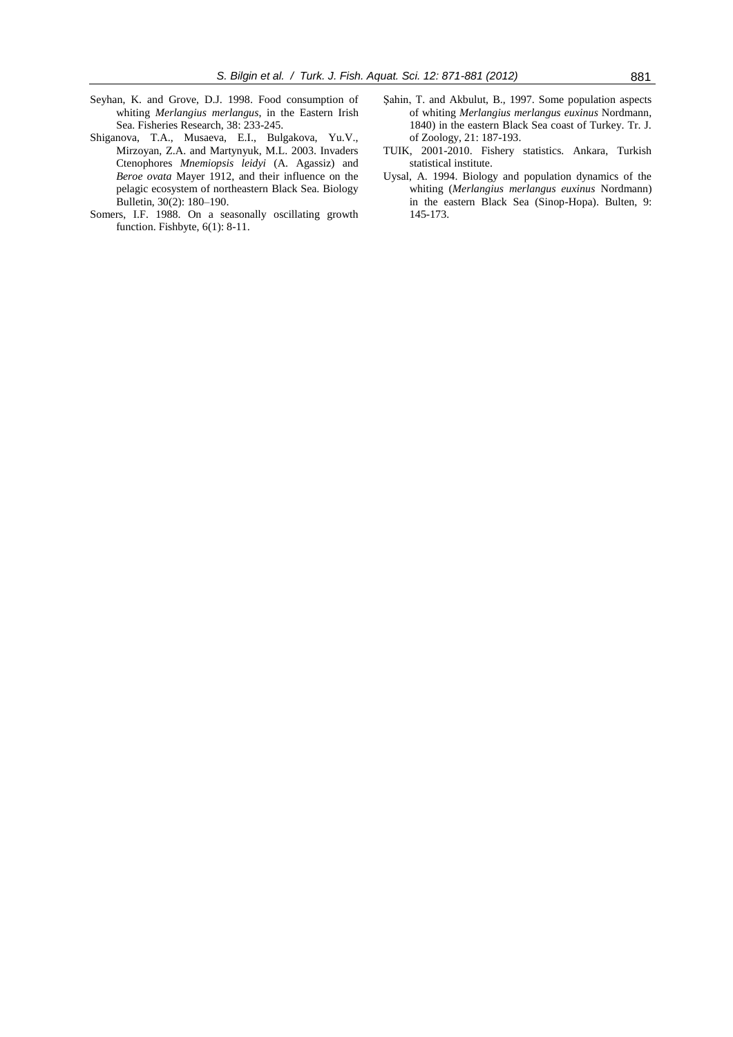Seyhan, K. and Grove, D.J. 1998. Food consumption of whiting *Merlangius merlangus*, in the Eastern Irish Sea. Fisheries Research, 38: 233-245.

Shiganova, T.A., Musaeva, E.I., Bulgakova, Yu.V., Mirzoyan, Z.A. and Martynyuk, M.L. 2003. Invaders Ctenophores *Mnemiopsis leidyi* (A. Agassiz) and *Beroe ovata* Mayer 1912, and their influence on the pelagic ecosystem of northeastern Black Sea. Biology Bulletin, 30(2): 180–190.

Somers, I.F. 1988. On a seasonally oscillating growth function. Fishbyte, 6(1): 8-11.

Şahin, T. and Akbulut, B., 1997. Some population aspects of whiting *Merlangius merlangus euxinus* Nordmann, 1840) in the eastern Black Sea coast of Turkey. Tr. J. of Zoology, 21: 187-193.

TUIK, 2001-2010. Fishery statistics. Ankara, Turkish statistical institute.

Uysal, A. 1994. Biology and population dynamics of the whiting (*Merlangius merlangus euxinus* Nordmann) in the eastern Black Sea (Sinop-Hopa). Bulten, 9: 145-173.